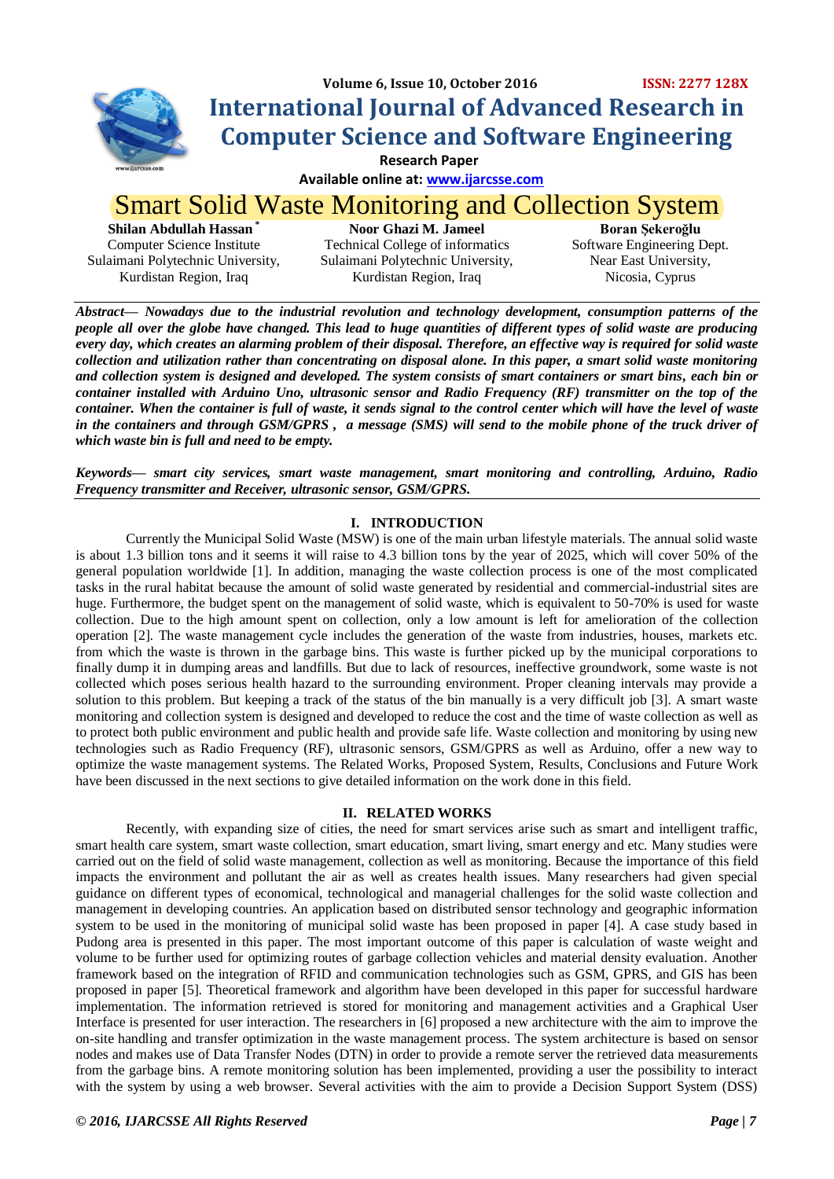# Smart Solid Waste Monitoring and Collection System

**Shilan Abdullah Hassan** [*]
Computer Science Institute
Sulaimani Polytechnic University,
Kurdistan Region, Iraq

**Noor Ghazi M. Jameel**
Technical College of informatics
Sulaimani Polytechnic University,
Kurdistan Region, Iraq

**Boran Şekeroğlu**
Software Engineering Dept.
Near East University,
Nicosia, Cyprus

***Abstract— Nowadays due to the industrial revolution and technology development, consumption patterns of the people all over the globe have changed. This lead to huge quantities of different types of solid waste are producing every day, which creates an alarming problem of their disposal. Therefore, an effective way is required for solid waste collection and utilization rather than concentrating on disposal alone. In this paper, a smart solid waste monitoring and collection system is designed and developed. The system consists of smart containers or smart bins, each bin or container installed with Arduino Uno, ultrasonic sensor and Radio Frequency (RF) transmitter on the top of the container. When the container is full of waste, it sends signal to the control center which will have the level of waste in the containers and through GSM/GPRS , a message (SMS) will send to the mobile phone of the truck driver of which waste bin is full and need to be empty.***

***Keywords— smart city services, smart waste management, smart monitoring and controlling, Arduino, Radio Frequency transmitter and Receiver, ultrasonic sensor, GSM/GPRS.***

## I. INTRODUCTION

Currently the Municipal Solid Waste (MSW) is one of the main urban lifestyle materials. The annual solid waste is about 1.3 billion tons and it seems it will raise to 4.3 billion tons by the year of 2025, which will cover 50% of the general population worldwide [1]. In addition, managing the waste collection process is one of the most complicated tasks in the rural habitat because the amount of solid waste generated by residential and commercial-industrial sites are huge. Furthermore, the budget spent on the management of solid waste, which is equivalent to 50-70% is used for waste collection. Due to the high amount spent on collection, only a low amount is left for amelioration of the collection operation [2]. The waste management cycle includes the generation of the waste from industries, houses, markets etc. from which the waste is thrown in the garbage bins. This waste is further picked up by the municipal corporations to finally dump it in dumping areas and landfills. But due to lack of resources, ineffective groundwork, some waste is not collected which poses serious health hazard to the surrounding environment. Proper cleaning intervals may provide a solution to this problem. But keeping a track of the status of the bin manually is a very difficult job [3]. A smart waste monitoring and collection system is designed and developed to reduce the cost and the time of waste collection as well as to protect both public environment and public health and provide safe life. Waste collection and monitoring by using new technologies such as Radio Frequency (RF), ultrasonic sensors, GSM/GPRS as well as Arduino, offer a new way to optimize the waste management systems. The Related Works, Proposed System, Results, Conclusions and Future Work have been discussed in the next sections to give detailed information on the work done in this field.

## II. RELATED WORKS

Recently, with expanding size of cities, the need for smart services arise such as smart and intelligent traffic, smart health care system, smart waste collection, smart education, smart living, smart energy and etc. Many studies were carried out on the field of solid waste management, collection as well as monitoring. Because the importance of this field impacts the environment and pollutant the air as well as creates health issues. Many researchers had given special guidance on different types of economical, technological and managerial challenges for the solid waste collection and management in developing countries. An application based on distributed sensor technology and geographic information system to be used in the monitoring of municipal solid waste has been proposed in paper [4]. A case study based in Pudong area is presented in this paper. The most important outcome of this paper is calculation of waste weight and volume to be further used for optimizing routes of garbage collection vehicles and material density evaluation. Another framework based on the integration of RFID and communication technologies such as GSM, GPRS, and GIS has been proposed in paper [5]. Theoretical framework and algorithm have been developed in this paper for successful hardware implementation. The information retrieved is stored for monitoring and management activities and a Graphical User Interface is presented for user interaction. The researchers in [6] proposed a new architecture with the aim to improve the on-site handling and transfer optimization in the waste management process. The system architecture is based on sensor nodes and makes use of Data Transfer Nodes (DTN) in order to provide a remote server the retrieved data measurements from the garbage bins. A remote monitoring solution has been implemented, providing a user the possibility to interact with the system by using a web browser. Several activities with the aim to provide a Decision Support System (DSS)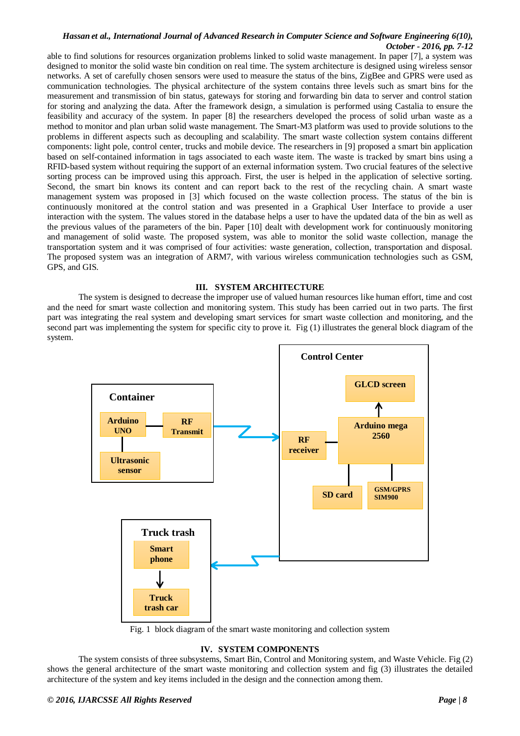able to find solutions for resources organization problems linked to solid waste management. In paper [7], a system was designed to monitor the solid waste bin condition on real time. The system architecture is designed using wireless sensor networks. A set of carefully chosen sensors were used to measure the status of the bins, ZigBee and GPRS were used as communication technologies. The physical architecture of the system contains three levels such as smart bins for the measurement and transmission of bin status, gateways for storing and forwarding bin data to server and control station for storing and analyzing the data. After the framework design, a simulation is performed using Castalia to ensure the feasibility and accuracy of the system. In paper [8] the researchers developed the process of solid urban waste as a method to monitor and plan urban solid waste management. The Smart-M3 platform was used to provide solutions to the problems in different aspects such as decoupling and scalability. The smart waste collection system contains different components: light pole, control center, trucks and mobile device. The researchers in [9] proposed a smart bin application based on self-contained information in tags associated to each waste item. The waste is tracked by smart bins using a RFID-based system without requiring the support of an external information system. Two crucial features of the selective sorting process can be improved using this approach. First, the user is helped in the application of selective sorting. Second, the smart bin knows its content and can report back to the rest of the recycling chain. A smart waste management system was proposed in [3] which focused on the waste collection process. The status of the bin is continuously monitored at the control station and was presented in a Graphical User Interface to provide a user interaction with the system. The values stored in the database helps a user to have the updated data of the bin as well as the previous values of the parameters of the bin. Paper [10] dealt with development work for continuously monitoring and management of solid waste. The proposed system, was able to monitor the solid waste collection, manage the transportation system and it was comprised of four activities: waste generation, collection, transportation and disposal. The proposed system was an integration of ARM7, with various wireless communication technologies such as GSM, GPS, and GIS.

## III. SYSTEM ARCHITECTURE

The system is designed to decrease the improper use of valued human resources like human effort, time and cost and the need for smart waste collection and monitoring system. This study has been carried out in two parts. The first part was integrating the real system and developing smart services for smart waste collection and monitoring, and the second part was implementing the system for specific city to prove it. Fig (1) illustrates the general block diagram of the system.

Fig. 1 block diagram of the smart waste monitoring and collection system

## IV. SYSTEM COMPONENTS

The system consists of three subsystems, Smart Bin, Control and Monitoring system, and Waste Vehicle. Fig (2) shows the general architecture of the smart waste monitoring and collection system and fig (3) illustrates the detailed architecture of the system and key items included in the design and the connection among them.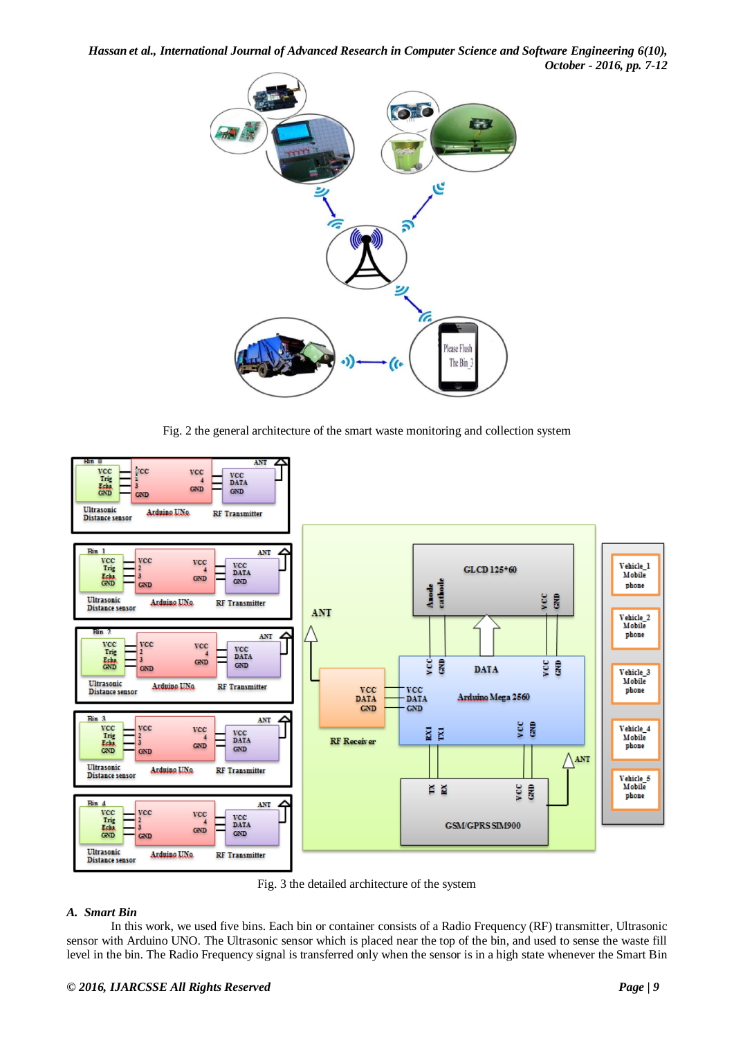Fig. 2 the general architecture of the smart waste monitoring and collection system

Fig. 3 the detailed architecture of the system

### *A. Smart Bin*

In this work, we used five bins. Each bin or container consists of a Radio Frequency (RF) transmitter, Ultrasonic sensor with Arduino UNO. The Ultrasonic sensor which is placed near the top of the bin, and used to sense the waste fill level in the bin. The Radio Frequency signal is transferred only when the sensor is in a high state whenever the Smart Bin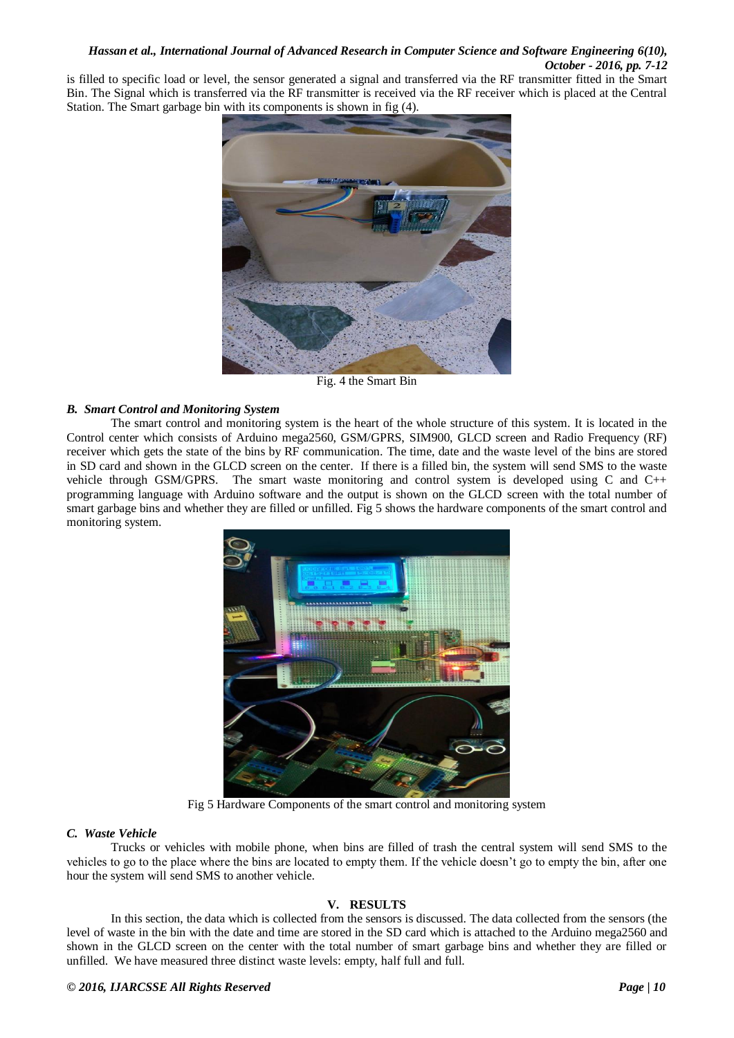is filled to specific load or level, the sensor generated a signal and transferred via the RF transmitter fitted in the Smart Bin. The Signal which is transferred via the RF transmitter is received via the RF receiver which is placed at the Central Station. The Smart garbage bin with its components is shown in fig (4).

Fig. 4 the Smart Bin

### *B. Smart Control and Monitoring System*

The smart control and monitoring system is the heart of the whole structure of this system. It is located in the Control center which consists of Arduino mega2560, GSM/GPRS, SIM900, GLCD screen and Radio Frequency (RF) receiver which gets the state of the bins by RF communication. The time, date and the waste level of the bins are stored in SD card and shown in the GLCD screen on the center. If there is a filled bin, the system will send SMS to the waste vehicle through GSM/GPRS. The smart waste monitoring and control system is developed using C and C++ programming language with Arduino software and the output is shown on the GLCD screen with the total number of smart garbage bins and whether they are filled or unfilled. Fig 5 shows the hardware components of the smart control and monitoring system.

Fig 5 Hardware Components of the smart control and monitoring system

### *C. Waste Vehicle*

Trucks or vehicles with mobile phone, when bins are filled of trash the central system will send SMS to the vehicles to go to the place where the bins are located to empty them. If the vehicle doesn't go to empty the bin, after one hour the system will send SMS to another vehicle.

## V. RESULTS

In this section, the data which is collected from the sensors is discussed. The data collected from the sensors (the level of waste in the bin with the date and time are stored in the SD card which is attached to the Arduino mega2560 and shown in the GLCD screen on the center with the total number of smart garbage bins and whether they are filled or unfilled. We have measured three distinct waste levels: empty, half full and full.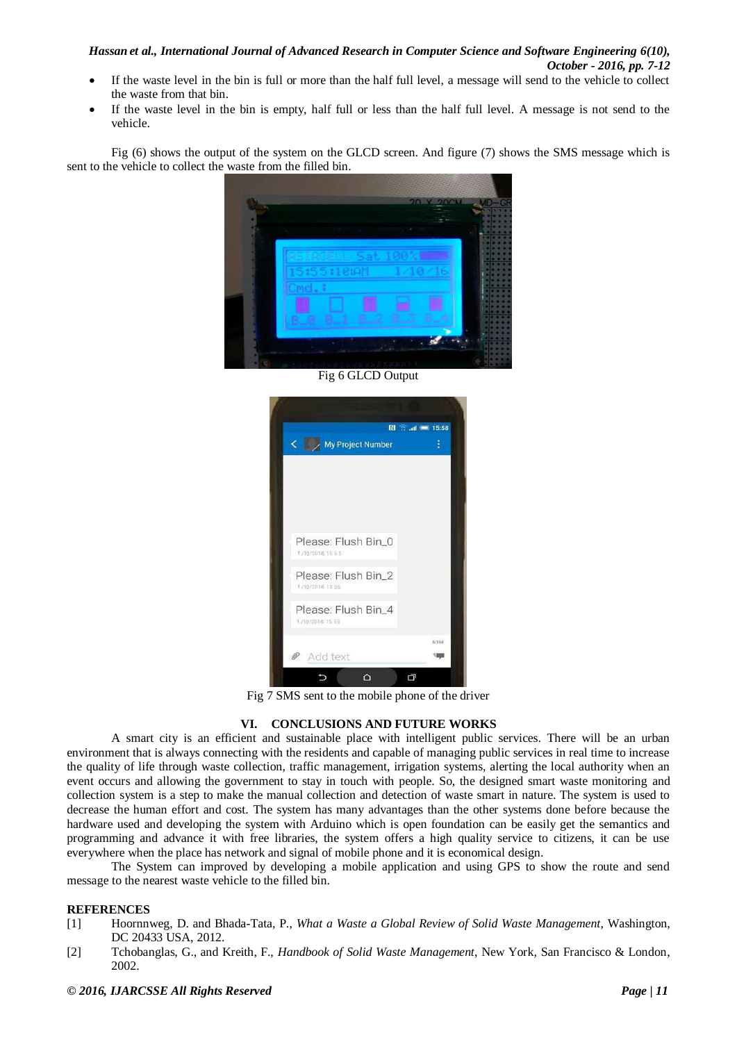- If the waste level in the bin is full or more than the half full level, a message will send to the vehicle to collect the waste from that bin.
- If the waste level in the bin is empty, half full or less than the half full level. A message is not send to the vehicle.

Fig (6) shows the output of the system on the GLCD screen. And figure (7) shows the SMS message which is sent to the vehicle to collect the waste from the filled bin.

Fig 6 GLCD Output

Fig 7 SMS sent to the mobile phone of the driver

## VI. CONCLUSIONS AND FUTURE WORKS

A smart city is an efficient and sustainable place with intelligent public services. There will be an urban environment that is always connecting with the residents and capable of managing public services in real time to increase the quality of life through waste collection, traffic management, irrigation systems, alerting the local authority when an event occurs and allowing the government to stay in touch with people. So, the designed smart waste monitoring and collection system is a step to make the manual collection and detection of waste smart in nature. The system is used to decrease the human effort and cost. The system has many advantages than the other systems done before because the hardware used and developing the system with Arduino which is open foundation can be easily get the semantics and programming and advance it with free libraries, the system offers a high quality service to citizens, it can be use everywhere when the place has network and signal of mobile phone and it is economical design.

The System can improved by developing a mobile application and using GPS to show the route and send message to the nearest waste vehicle to the filled bin.

## REFERENCES

[1] Hoornnweg, D. and Bhada-Tata, P., *What a Waste a Global Review of Solid Waste Management*, Washington, DC 20433 USA, 2012.

[2] Tchobanglas, G., and Kreith, F., *Handbook of Solid Waste Management*, New York, San Francisco & London, 2002.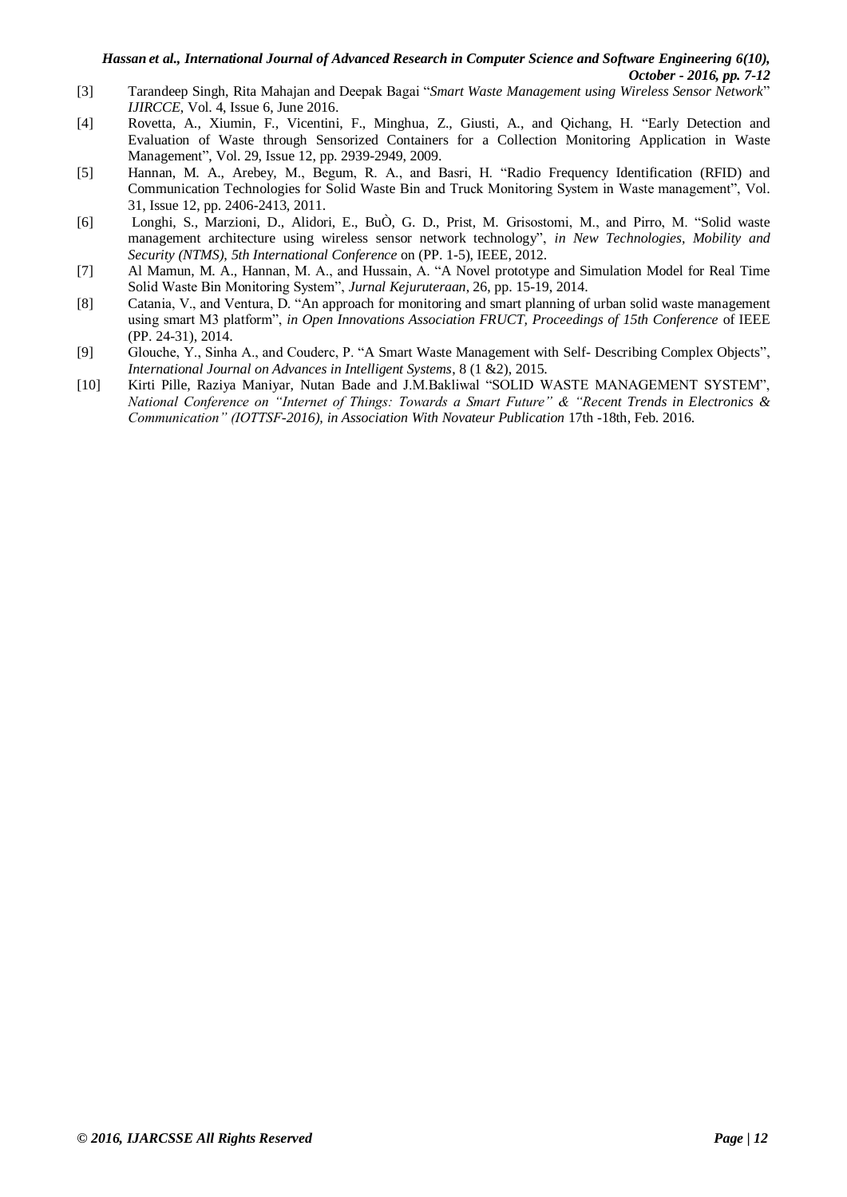[3] Tarandeep Singh, Rita Mahajan and Deepak Bagai "*Smart Waste Management using Wireless Sensor Network*" *IJIRCCE*, Vol. 4, Issue 6, June 2016.

[4] Rovetta, A., Xiumin, F., Vicentini, F., Minghua, Z., Giusti, A., and Qichang, H. "Early Detection and Evaluation of Waste through Sensorized Containers for a Collection Monitoring Application in Waste Management", Vol. 29, Issue 12, pp. 2939-2949, 2009.

[5] Hannan, M. A., Arebey, M., Begum, R. A., and Basri, H. "Radio Frequency Identification (RFID) and Communication Technologies for Solid Waste Bin and Truck Monitoring System in Waste management", Vol. 31, Issue 12, pp. 2406-2413, 2011.

[6] Longhi, S., Marzioni, D., Alidori, E., BuÒ, G. D., Prist, M. Grisostomi, M., and Pirro, M. "Solid waste management architecture using wireless sensor network technology", *in New Technologies, Mobility and Security (NTMS), 5th International Conference* on (PP. 1-5), IEEE, 2012.

[7] Al Mamun, M. A., Hannan, M. A., and Hussain, A. "A Novel prototype and Simulation Model for Real Time Solid Waste Bin Monitoring System", *Jurnal Kejuruteraan*, 26, pp. 15-19, 2014.

[8] Catania, V., and Ventura, D. "An approach for monitoring and smart planning of urban solid waste management using smart M3 platform", *in Open Innovations Association FRUCT, Proceedings of 15th Conference* of IEEE (PP. 24-31), 2014.

[9] Glouche, Y., Sinha A., and Couderc, P. "A Smart Waste Management with Self- Describing Complex Objects", *International Journal on Advances in Intelligent Systems*, 8 (1 &2), 2015.

[10] Kirti Pille, Raziya Maniyar, Nutan Bade and J.M.Bakliwal "SOLID WASTE MANAGEMENT SYSTEM", *National Conference on "Internet of Things: Towards a Smart Future" & "Recent Trends in Electronics & Communication" (IOTTSF-2016), in Association With Novateur Publication* 17th -18th, Feb. 2016.